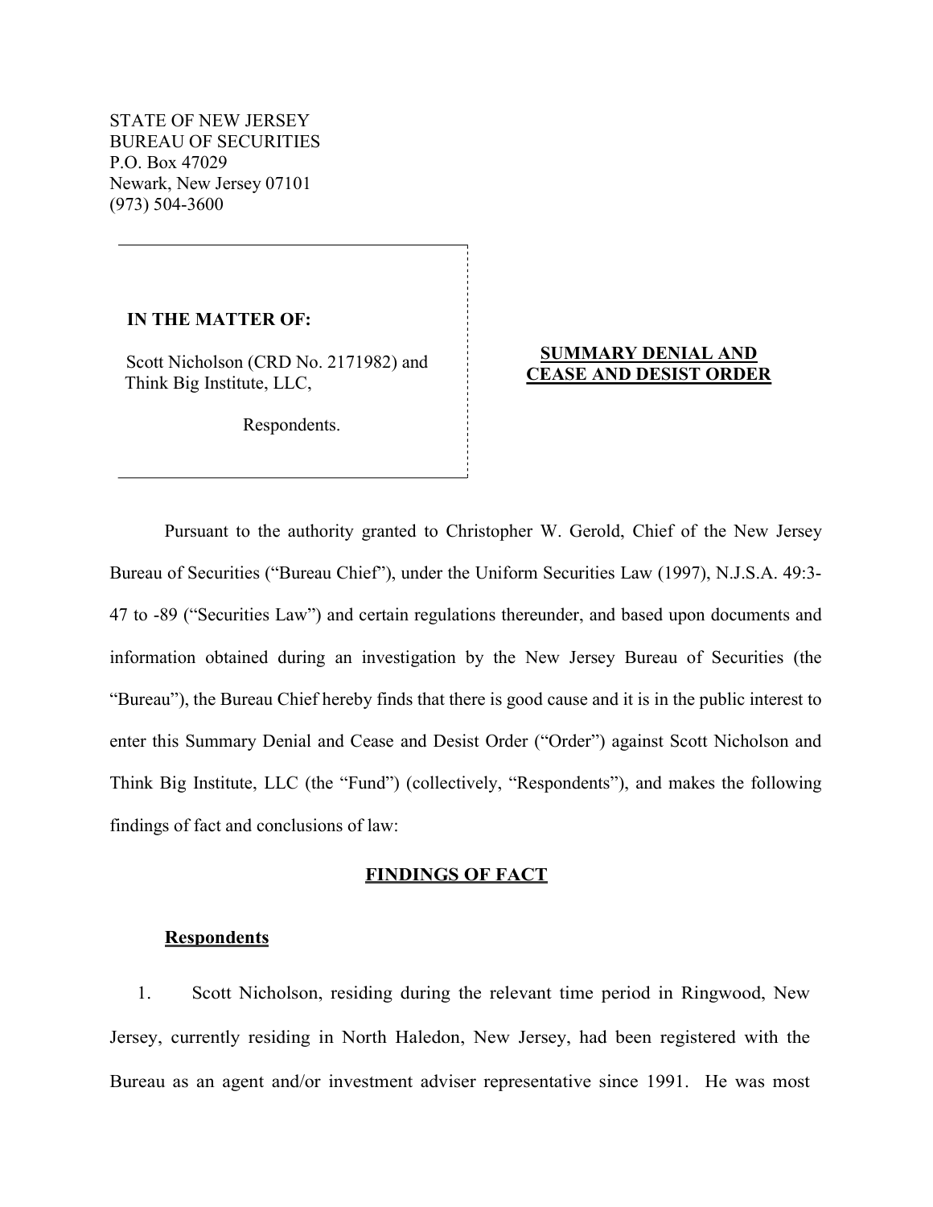STATE OF NEW JERSEY
BUREAU OF SECURITIES
P.O. Box 47029
Newark, New Jersey 07101
(973) 504-3600

**IN THE MATTER OF:**

Scott Nicholson (CRD No. 2171982) and Think Big Institute, LLC,

Respondents.

**SUMMARY DENIAL AND CEASE AND DESIST ORDER**

Pursuant to the authority granted to Christopher W. Gerold, Chief of the New Jersey Bureau of Securities ("Bureau Chief"), under the Uniform Securities Law (1997), N.J.S.A. 49:3-47 to -89 ("Securities Law") and certain regulations thereunder, and based upon documents and information obtained during an investigation by the New Jersey Bureau of Securities (the "Bureau"), the Bureau Chief hereby finds that there is good cause and it is in the public interest to enter this Summary Denial and Cease and Desist Order ("Order") against Scott Nicholson and Think Big Institute, LLC (the "Fund") (collectively, "Respondents"), and makes the following findings of fact and conclusions of law:

## FINDINGS OF FACT

### Respondents

1. Scott Nicholson, residing during the relevant time period in Ringwood, New Jersey, currently residing in North Haledon, New Jersey, had been registered with the Bureau as an agent and/or investment adviser representative since 1991. He was most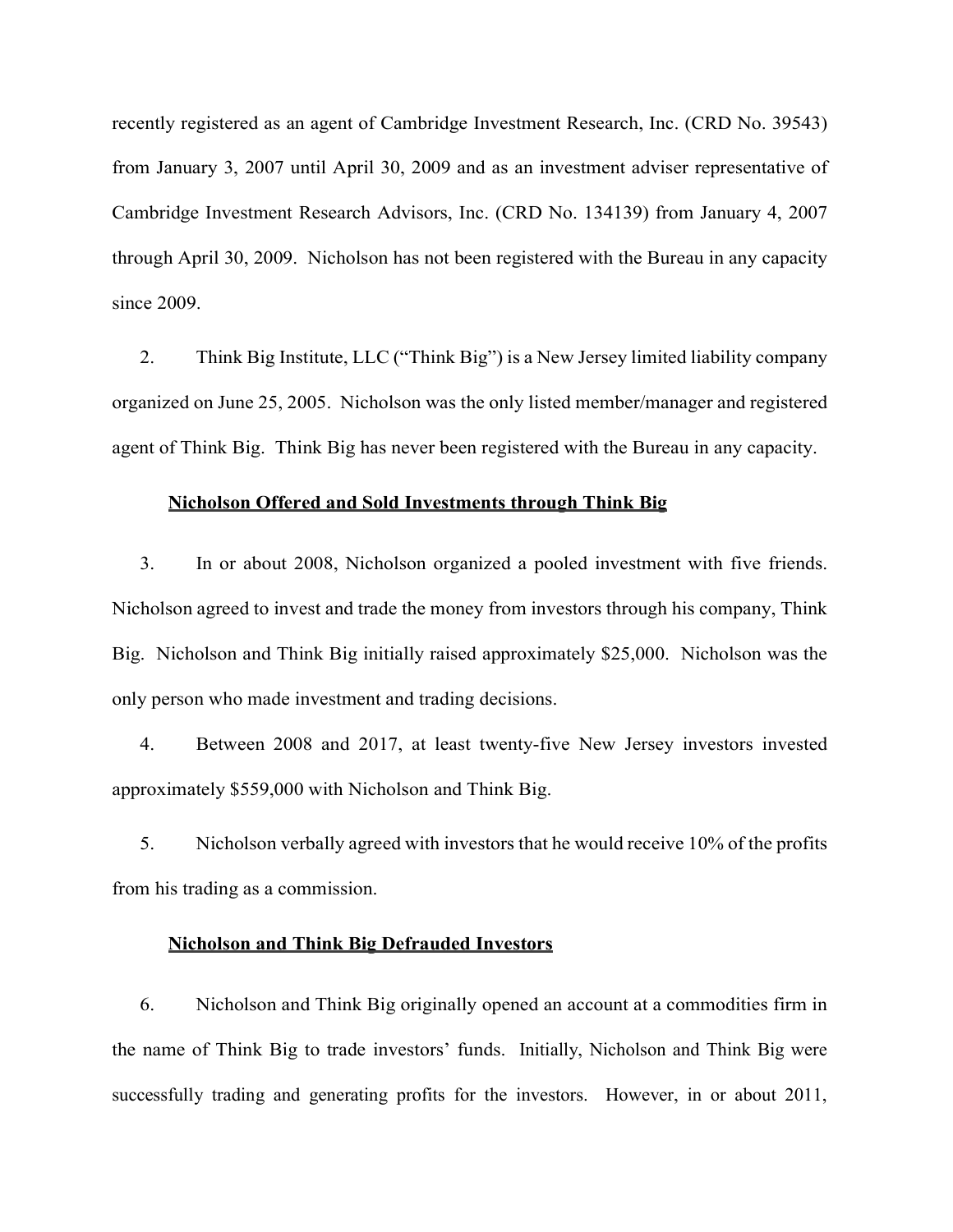recently registered as an agent of Cambridge Investment Research, Inc. (CRD No. 39543) from January 3, 2007 until April 30, 2009 and as an investment adviser representative of Cambridge Investment Research Advisors, Inc. (CRD No. 134139) from January 4, 2007 through April 30, 2009. Nicholson has not been registered with the Bureau in any capacity since 2009.

2. Think Big Institute, LLC ("Think Big") is a New Jersey limited liability company organized on June 25, 2005. Nicholson was the only listed member/manager and registered agent of Think Big. Think Big has never been registered with the Bureau in any capacity.

**Nicholson Offered and Sold Investments through Think Big**

3. In or about 2008, Nicholson organized a pooled investment with five friends. Nicholson agreed to invest and trade the money from investors through his company, Think Big. Nicholson and Think Big initially raised approximately $25,000. Nicholson was the only person who made investment and trading decisions.

4. Between 2008 and 2017, at least twenty-five New Jersey investors invested approximately $559,000 with Nicholson and Think Big.

5. Nicholson verbally agreed with investors that he would receive 10% of the profits from his trading as a commission.

**Nicholson and Think Big Defrauded Investors**

6. Nicholson and Think Big originally opened an account at a commodities firm in the name of Think Big to trade investors' funds. Initially, Nicholson and Think Big were successfully trading and generating profits for the investors. However, in or about 2011,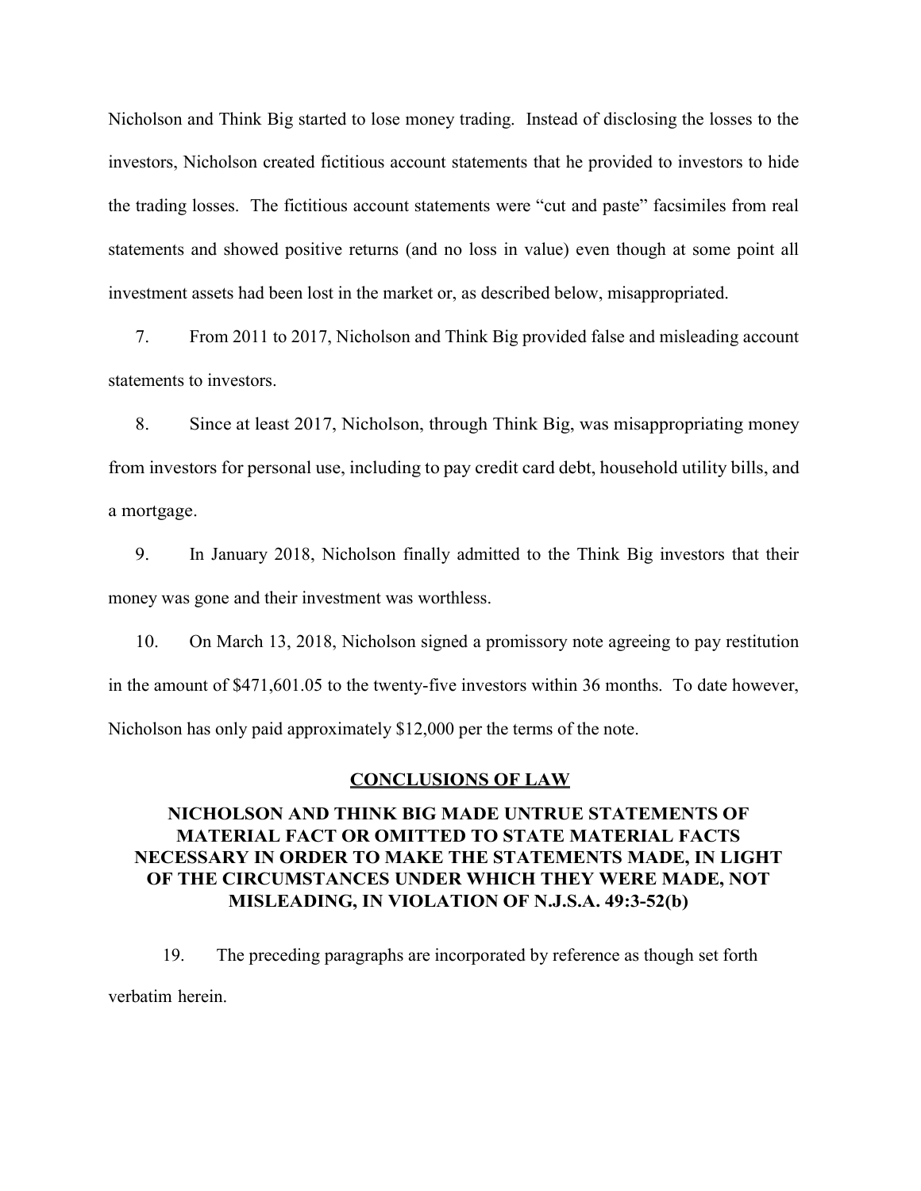Nicholson and Think Big started to lose money trading. Instead of disclosing the losses to the investors, Nicholson created fictitious account statements that he provided to investors to hide the trading losses. The fictitious account statements were "cut and paste" facsimiles from real statements and showed positive returns (and no loss in value) even though at some point all investment assets had been lost in the market or, as described below, misappropriated.

7. From 2011 to 2017, Nicholson and Think Big provided false and misleading account statements to investors.

8. Since at least 2017, Nicholson, through Think Big, was misappropriating money from investors for personal use, including to pay credit card debt, household utility bills, and a mortgage.

9. In January 2018, Nicholson finally admitted to the Think Big investors that their money was gone and their investment was worthless.

10. On March 13, 2018, Nicholson signed a promissory note agreeing to pay restitution in the amount of $471,601.05 to the twenty-five investors within 36 months. To date however, Nicholson has only paid approximately $12,000 per the terms of the note.

## CONCLUSIONS OF LAW

### NICHOLSON AND THINK BIG MADE UNTRUE STATEMENTS OF MATERIAL FACT OR OMITTED TO STATE MATERIAL FACTS NECESSARY IN ORDER TO MAKE THE STATEMENTS MADE, IN LIGHT OF THE CIRCUMSTANCES UNDER WHICH THEY WERE MADE, NOT MISLEADING, IN VIOLATION OF N.J.S.A. 49:3-52(b)

19. The preceding paragraphs are incorporated by reference as though set forth verbatim herein.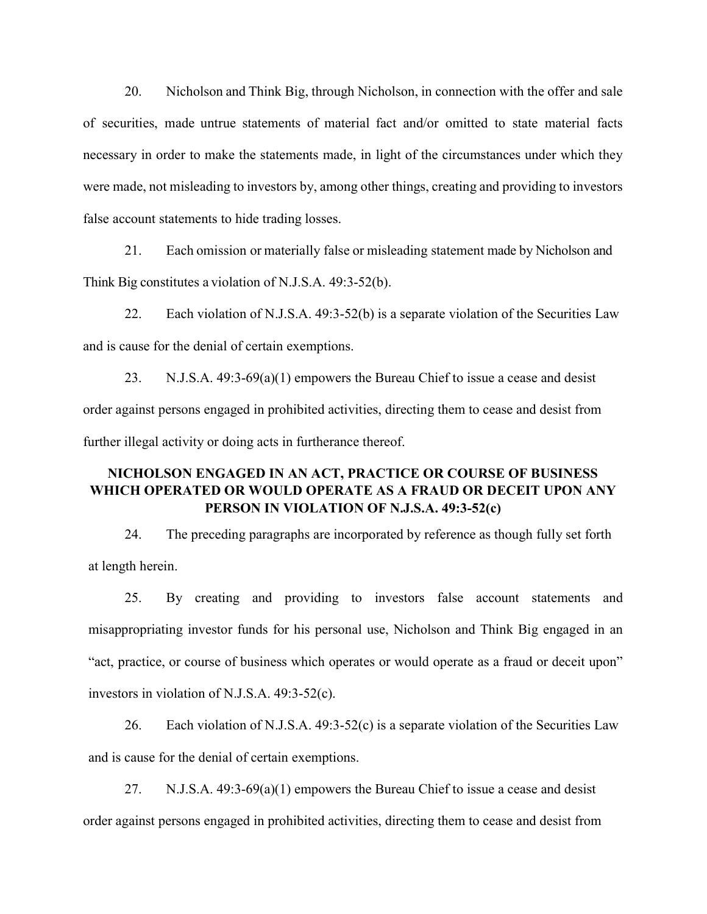20. Nicholson and Think Big, through Nicholson, in connection with the offer and sale of securities, made untrue statements of material fact and/or omitted to state material facts necessary in order to make the statements made, in light of the circumstances under which they were made, not misleading to investors by, among other things, creating and providing to investors false account statements to hide trading losses.

21. Each omission or materially false or misleading statement made by Nicholson and Think Big constitutes a violation of N.J.S.A. 49:3-52(b).

22. Each violation of N.J.S.A. 49:3-52(b) is a separate violation of the Securities Law and is cause for the denial of certain exemptions.

23. N.J.S.A. 49:3-69(a)(1) empowers the Bureau Chief to issue a cease and desist order against persons engaged in prohibited activities, directing them to cease and desist from further illegal activity or doing acts in furtherance thereof.

**NICHOLSON ENGAGED IN AN ACT, PRACTICE OR COURSE OF BUSINESS WHICH OPERATED OR WOULD OPERATE AS A FRAUD OR DECEIT UPON ANY PERSON IN VIOLATION OF N.J.S.A. 49:3-52(c)**

24. The preceding paragraphs are incorporated by reference as though fully set forth at length herein.

25. By creating and providing to investors false account statements and misappropriating investor funds for his personal use, Nicholson and Think Big engaged in an "act, practice, or course of business which operates or would operate as a fraud or deceit upon" investors in violation of N.J.S.A. 49:3-52(c).

26. Each violation of N.J.S.A. 49:3-52(c) is a separate violation of the Securities Law and is cause for the denial of certain exemptions.

27. N.J.S.A. 49:3-69(a)(1) empowers the Bureau Chief to issue a cease and desist order against persons engaged in prohibited activities, directing them to cease and desist from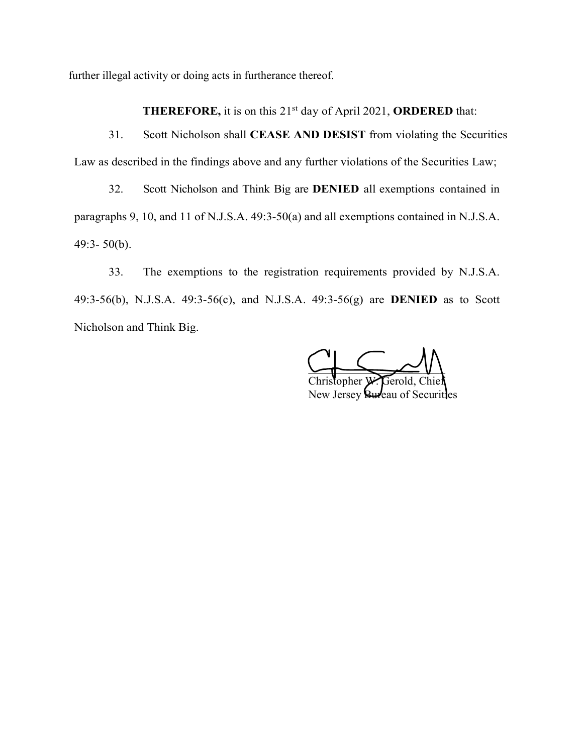further illegal activity or doing acts in furtherance thereof.

**THEREFORE,** it is on this 21st day of April 2021, **ORDERED** that:

31. Scott Nicholson shall **CEASE AND DESIST** from violating the Securities Law as described in the findings above and any further violations of the Securities Law;

32. Scott Nicholson and Think Big are **DENIED** all exemptions contained in paragraphs 9, 10, and 11 of N.J.S.A. 49:3-50(a) and all exemptions contained in N.J.S.A. 49:3- 50(b).

33. The exemptions to the registration requirements provided by N.J.S.A. 49:3-56(b), N.J.S.A. 49:3-56(c), and N.J.S.A. 49:3-56(g) are **DENIED** as to Scott Nicholson and Think Big.

Christopher W. Gerold, Chief
New Jersey Bureau of Securities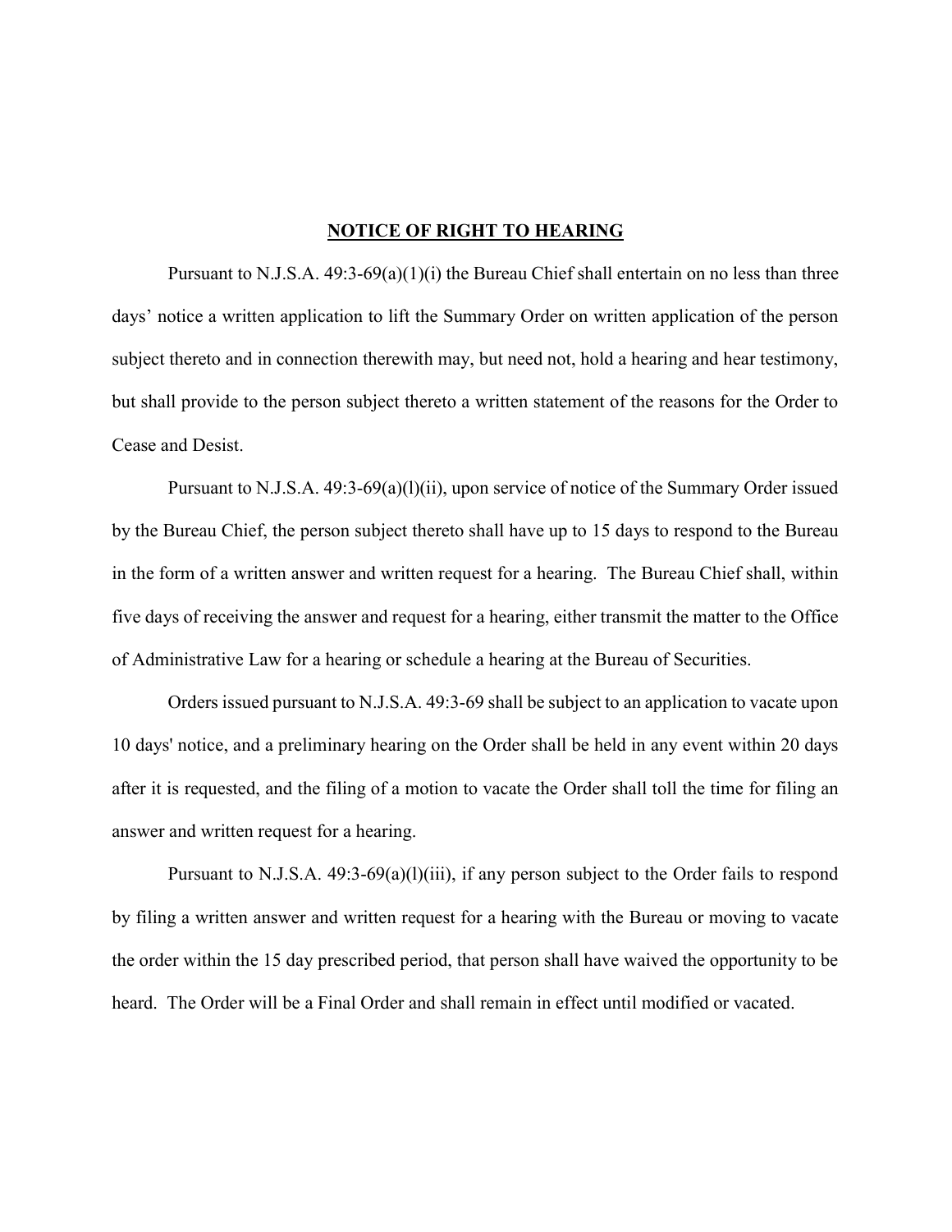## NOTICE OF RIGHT TO HEARING

Pursuant to N.J.S.A. 49:3-69(a)(1)(i) the Bureau Chief shall entertain on no less than three days' notice a written application to lift the Summary Order on written application of the person subject thereto and in connection therewith may, but need not, hold a hearing and hear testimony, but shall provide to the person subject thereto a written statement of the reasons for the Order to Cease and Desist.

Pursuant to N.J.S.A. 49:3-69(a)(l)(ii), upon service of notice of the Summary Order issued by the Bureau Chief, the person subject thereto shall have up to 15 days to respond to the Bureau in the form of a written answer and written request for a hearing. The Bureau Chief shall, within five days of receiving the answer and request for a hearing, either transmit the matter to the Office of Administrative Law for a hearing or schedule a hearing at the Bureau of Securities.

Orders issued pursuant to N.J.S.A. 49:3-69 shall be subject to an application to vacate upon 10 days' notice, and a preliminary hearing on the Order shall be held in any event within 20 days after it is requested, and the filing of a motion to vacate the Order shall toll the time for filing an answer and written request for a hearing.

Pursuant to N.J.S.A. 49:3-69(a)(l)(iii), if any person subject to the Order fails to respond by filing a written answer and written request for a hearing with the Bureau or moving to vacate the order within the 15 day prescribed period, that person shall have waived the opportunity to be heard. The Order will be a Final Order and shall remain in effect until modified or vacated.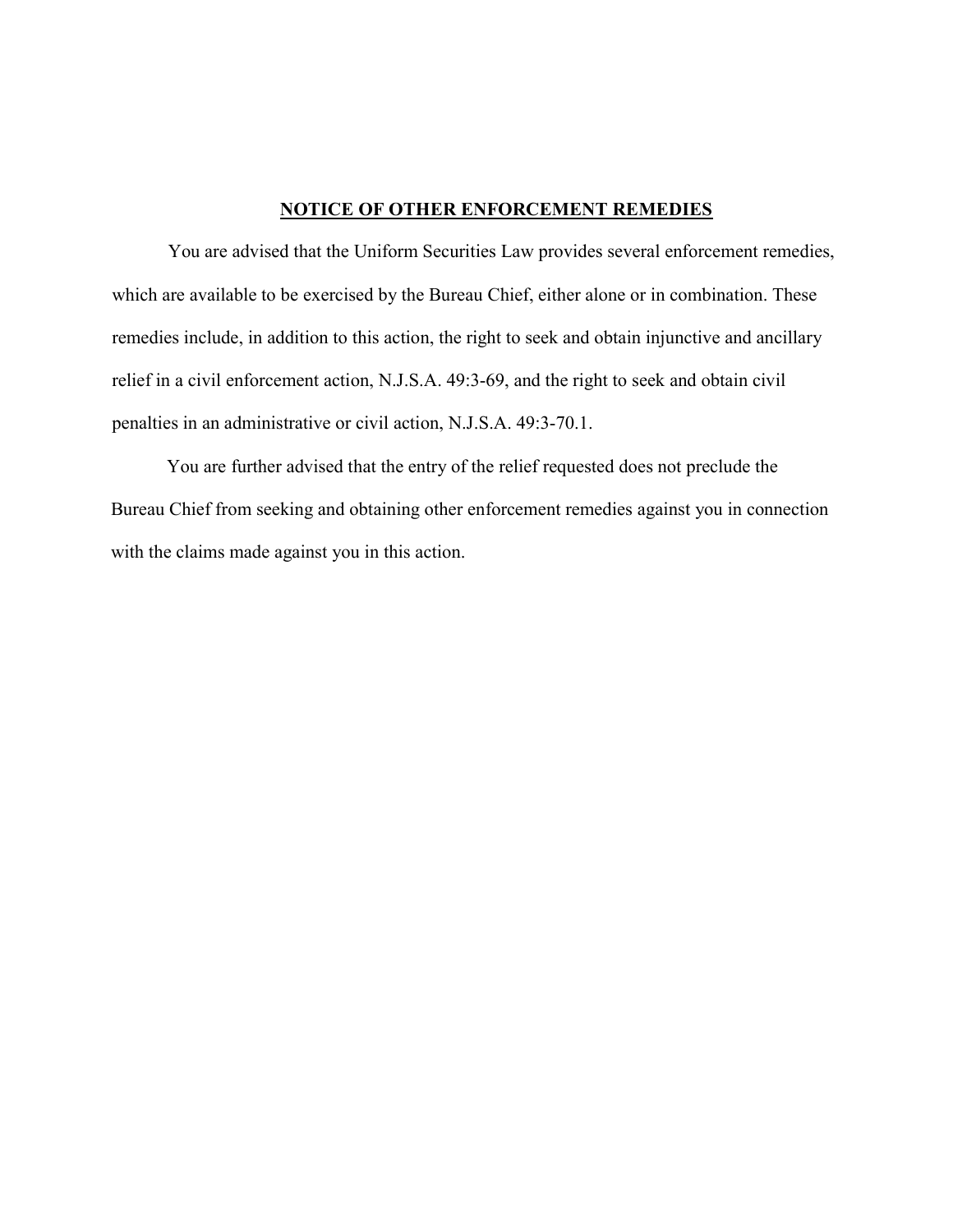**NOTICE OF OTHER ENFORCEMENT REMEDIES**

You are advised that the Uniform Securities Law provides several enforcement remedies, which are available to be exercised by the Bureau Chief, either alone or in combination. These remedies include, in addition to this action, the right to seek and obtain injunctive and ancillary relief in a civil enforcement action, N.J.S.A. 49:3-69, and the right to seek and obtain civil penalties in an administrative or civil action, N.J.S.A. 49:3-70.1.

You are further advised that the entry of the relief requested does not preclude the Bureau Chief from seeking and obtaining other enforcement remedies against you in connection with the claims made against you in this action.